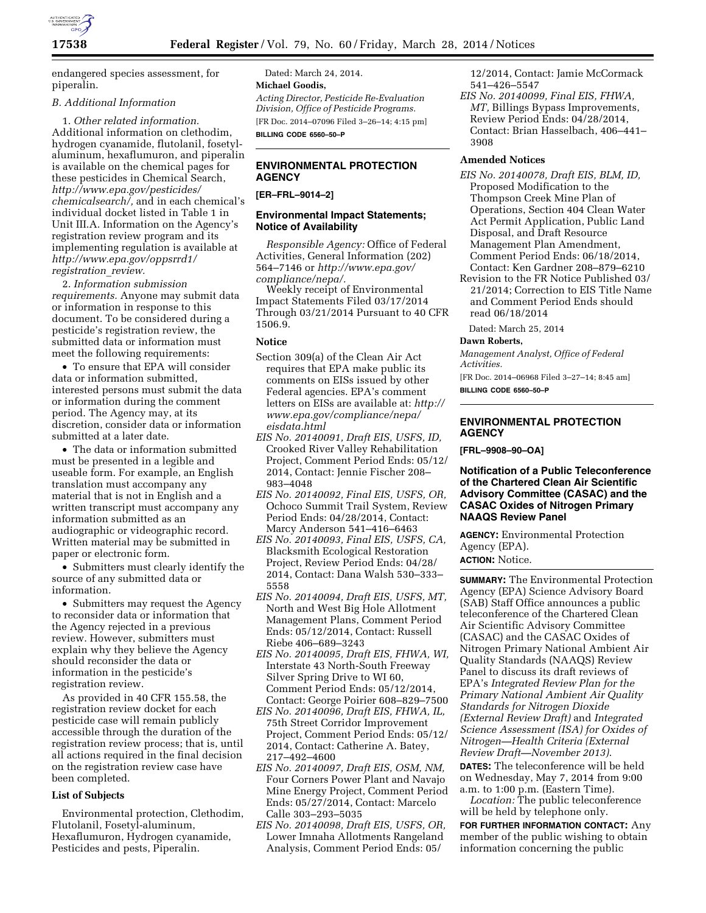endangered species assessment, for piperalin.

*B. Additional Information*

1. *Other related information.* Additional information on clethodim, hydrogen cyanamide, flutolanil, fosetyl-aluminum, hexaflumuron, and piperalin is available on the chemical pages for these pesticides in Chemical Search, *http://www.epa.gov/pesticides/chemicalsearch/,* and in each chemical's individual docket listed in Table 1 in Unit III.A. Information on the Agency's registration review program and its implementing regulation is available at *http://www.epa.gov/oppsrrd1/registration_review.*

2. *Information submission requirements.* Anyone may submit data or information in response to this document. To be considered during a pesticide's registration review, the submitted data or information must meet the following requirements:

- To ensure that EPA will consider data or information submitted, interested persons must submit the data or information during the comment period. The Agency may, at its discretion, consider data or information submitted at a later date.
- The data or information submitted must be presented in a legible and useable form. For example, an English translation must accompany any material that is not in English and a written transcript must accompany any information submitted as an audiographic or videographic record. Written material may be submitted in paper or electronic form.
- Submitters must clearly identify the source of any submitted data or information.
- Submitters may request the Agency to reconsider data or information that the Agency rejected in a previous review. However, submitters must explain why they believe the Agency should reconsider the data or information in the pesticide's registration review.

As provided in 40 CFR 155.58, the registration review docket for each pesticide case will remain publicly accessible through the duration of the registration review process; that is, until all actions required in the final decision on the registration review case have been completed.

**List of Subjects**

Environmental protection, Clethodim, Flutolanil, Fosetyl-aluminum, Hexaflumuron, Hydrogen cyanamide, Pesticides and pests, Piperalin.

Dated: March 24, 2014.

**Michael Goodis,**

*Acting Director, Pesticide Re-Evaluation Division, Office of Pesticide Programs.*

[FR Doc. 2014–07096 Filed 3–26–14; 4:15 pm]

**BILLING CODE 6560–50–P**

## ENVIRONMENTAL PROTECTION AGENCY

**[ER–FRL–9014–2]**

### Environmental Impact Statements; Notice of Availability

*Responsible Agency:* Office of Federal Activities, General Information (202) 564–7146 or *http://www.epa.gov/compliance/nepa/.*

Weekly receipt of Environmental Impact Statements Filed 03/17/2014 Through 03/21/2014 Pursuant to 40 CFR 1506.9.

**Notice**

Section 309(a) of the Clean Air Act requires that EPA make public its comments on EISs issued by other Federal agencies. EPA's comment letters on EISs are available at: *http://www.epa.gov/compliance/nepa/eisdata.html*

*EIS No. 20140091, Draft EIS, USFS, ID,* Crooked River Valley Rehabilitation Project, Comment Period Ends: 05/12/2014, Contact: Jennie Fischer 208–983–4048

*EIS No. 20140092, Final EIS, USFS, OR,* Ochoco Summit Trail System, Review Period Ends: 04/28/2014, Contact: Marcy Anderson 541–416–6463

*EIS No. 20140093, Final EIS, USFS, CA,* Blacksmith Ecological Restoration Project, Review Period Ends: 04/28/2014, Contact: Dana Walsh 530–333–5558

*EIS No. 20140094, Draft EIS, USFS, MT,* North and West Big Hole Allotment Management Plans, Comment Period Ends: 05/12/2014, Contact: Russell Riebe 406–689–3243

*EIS No. 20140095, Draft EIS, FHWA, WI,* Interstate 43 North-South Freeway Silver Spring Drive to WI 60, Comment Period Ends: 05/12/2014, Contact: George Poirier 608–829–7500

*EIS No. 20140096, Draft EIS, FHWA, IL,* 75th Street Corridor Improvement Project, Comment Period Ends: 05/12/2014, Contact: Catherine A. Batey, 217–492–4600

*EIS No. 20140097, Draft EIS, OSM, NM,* Four Corners Power Plant and Navajo Mine Energy Project, Comment Period Ends: 05/27/2014, Contact: Marcelo Calle 303–293–5035

*EIS No. 20140098, Draft EIS, USFS, OR,* Lower Imnaha Allotments Rangeland Analysis, Comment Period Ends: 05/12/2014, Contact: Jamie McCormack 541–426–5547

*EIS No. 20140099, Final EIS, FHWA, MT,* Billings Bypass Improvements, Review Period Ends: 04/28/2014, Contact: Brian Hasselbach, 406–441–3908

**Amended Notices**

*EIS No. 20140078, Draft EIS, BLM, ID,* Proposed Modification to the Thompson Creek Mine Plan of Operations, Section 404 Clean Water Act Permit Application, Public Land Disposal, and Draft Resource Management Plan Amendment, Comment Period Ends: 06/18/2014, Contact: Ken Gardner 208–879–6210

Revision to the FR Notice Published 03/21/2014; Correction to EIS Title Name and Comment Period Ends should read 06/18/2014

Dated: March 25, 2014

**Dawn Roberts,**

*Management Analyst, Office of Federal Activities.*

[FR Doc. 2014–06968 Filed 3–27–14; 8:45 am]

**BILLING CODE 6560–50–P**

## ENVIRONMENTAL PROTECTION AGENCY

**[FRL–9908–90–OA]**

### Notification of a Public Teleconference of the Chartered Clean Air Scientific Advisory Committee (CASAC) and the CASAC Oxides of Nitrogen Primary NAAQS Review Panel

**AGENCY:** Environmental Protection Agency (EPA).

**ACTION:** Notice.

**SUMMARY:** The Environmental Protection Agency (EPA) Science Advisory Board (SAB) Staff Office announces a public teleconference of the Chartered Clean Air Scientific Advisory Committee (CASAC) and the CASAC Oxides of Nitrogen Primary National Ambient Air Quality Standards (NAAQS) Review Panel to discuss its draft reviews of EPA's *Integrated Review Plan for the Primary National Ambient Air Quality Standards for Nitrogen Dioxide (External Review Draft)* and *Integrated Science Assessment (ISA) for Oxides of Nitrogen—Health Criteria (External Review Draft—November 2013).*

**DATES:** The teleconference will be held on Wednesday, May 7, 2014 from 9:00 a.m. to 1:00 p.m. (Eastern Time).

*Location:* The public teleconference will be held by telephone only.

**FOR FURTHER INFORMATION CONTACT:** Any member of the public wishing to obtain information concerning the public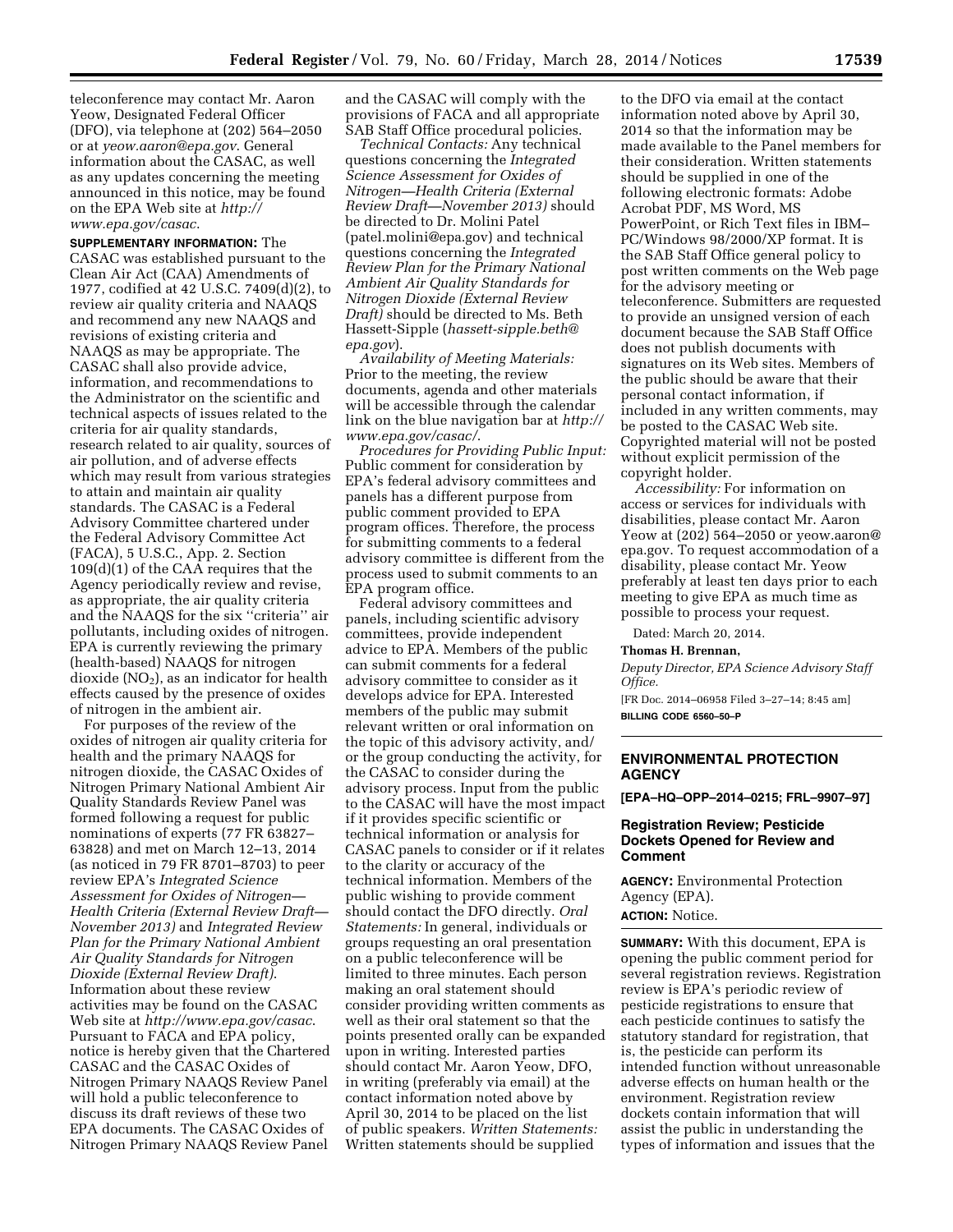teleconference may contact Mr. Aaron Yeow, Designated Federal Officer (DFO), via telephone at (202) 564–2050 or at *yeow.aaron@epa.gov*. General information about the CASAC, as well as any updates concerning the meeting announced in this notice, may be found on the EPA Web site at *http://www.epa.gov/casac*.

**SUPPLEMENTARY INFORMATION:** The CASAC was established pursuant to the Clean Air Act (CAA) Amendments of 1977, codified at 42 U.S.C. 7409(d)(2), to review air quality criteria and NAAQS and recommend any new NAAQS and revisions of existing criteria and NAAQS as may be appropriate. The CASAC shall also provide advice, information, and recommendations to the Administrator on the scientific and technical aspects of issues related to the criteria for air quality standards, research related to air quality, sources of air pollution, and of adverse effects which may result from various strategies to attain and maintain air quality standards. The CASAC is a Federal Advisory Committee chartered under the Federal Advisory Committee Act (FACA), 5 U.S.C., App. 2. Section 109(d)(1) of the CAA requires that the Agency periodically review and revise, as appropriate, the air quality criteria and the NAAQS for the six ''criteria'' air pollutants, including oxides of nitrogen. EPA is currently reviewing the primary (health-based) NAAQS for nitrogen dioxide ($NO_2$), as an indicator for health effects caused by the presence of oxides of nitrogen in the ambient air.

For purposes of the review of the oxides of nitrogen air quality criteria for health and the primary NAAQS for nitrogen dioxide, the CASAC Oxides of Nitrogen Primary National Ambient Air Quality Standards Review Panel was formed following a request for public nominations of experts (77 FR 63827–63828) and met on March 12–13, 2014 (as noticed in 79 FR 8701–8703) to peer review EPA's *Integrated Science Assessment for Oxides of Nitrogen—Health Criteria (External Review Draft—November 2013)* and *Integrated Review Plan for the Primary National Ambient Air Quality Standards for Nitrogen Dioxide (External Review Draft)*. Information about these review activities may be found on the CASAC Web site at *http://www.epa.gov/casac*. Pursuant to FACA and EPA policy, notice is hereby given that the Chartered CASAC and the CASAC Oxides of Nitrogen Primary NAAQS Review Panel will hold a public teleconference to discuss its draft reviews of these two EPA documents. The CASAC Oxides of Nitrogen Primary NAAQS Review Panel and the CASAC will comply with the provisions of FACA and all appropriate SAB Staff Office procedural policies.

*Technical Contacts:* Any technical questions concerning the *Integrated Science Assessment for Oxides of Nitrogen—Health Criteria (External Review Draft—November 2013)* should be directed to Dr. Molini Patel (patel.molini@epa.gov) and technical questions concerning the *Integrated Review Plan for the Primary National Ambient Air Quality Standards for Nitrogen Dioxide (External Review Draft)* should be directed to Ms. Beth Hassett-Sipple (*hassett-sipple.beth@epa.gov*).

*Availability of Meeting Materials:* Prior to the meeting, the review documents, agenda and other materials will be accessible through the calendar link on the blue navigation bar at *http://www.epa.gov/casac/*.

*Procedures for Providing Public Input:* Public comment for consideration by EPA's federal advisory committees and panels has a different purpose from public comment provided to EPA program offices. Therefore, the process for submitting comments to a federal advisory committee is different from the process used to submit comments to an EPA program office.

Federal advisory committees and panels, including scientific advisory committees, provide independent advice to EPA. Members of the public can submit comments for a federal advisory committee to consider as it develops advice for EPA. Interested members of the public may submit relevant written or oral information on the topic of this advisory activity, and/or the group conducting the activity, for the CASAC to consider during the advisory process. Input from the public to the CASAC will have the most impact if it provides specific scientific or technical information or analysis for CASAC panels to consider or if it relates to the clarity or accuracy of the technical information. Members of the public wishing to provide comment should contact the DFO directly. *Oral Statements:* In general, individuals or groups requesting an oral presentation on a public teleconference will be limited to three minutes. Each person making an oral statement should consider providing written comments as well as their oral statement so that the points presented orally can be expanded upon in writing. Interested parties should contact Mr. Aaron Yeow, DFO, in writing (preferably via email) at the contact information noted above by April 30, 2014 to be placed on the list of public speakers. *Written Statements:* Written statements should be supplied to the DFO via email at the contact information noted above by April 30, 2014 so that the information may be made available to the Panel members for their consideration. Written statements should be supplied in one of the following electronic formats: Adobe Acrobat PDF, MS Word, MS PowerPoint, or Rich Text files in IBM–PC/Windows 98/2000/XP format. It is the SAB Staff Office general policy to post written comments on the Web page for the advisory meeting or teleconference. Submitters are requested to provide an unsigned version of each document because the SAB Staff Office does not publish documents with signatures on its Web sites. Members of the public should be aware that their personal contact information, if included in any written comments, may be posted to the CASAC Web site. Copyrighted material will not be posted without explicit permission of the copyright holder.

*Accessibility:* For information on access or services for individuals with disabilities, please contact Mr. Aaron Yeow at (202) 564–2050 or yeow.aaron@epa.gov. To request accommodation of a disability, please contact Mr. Yeow preferably at least ten days prior to each meeting to give EPA as much time as possible to process your request.

Dated: March 20, 2014.

**Thomas H. Brennan,**

*Deputy Director, EPA Science Advisory Staff Office.*

[FR Doc. 2014–06958 Filed 3–27–14; 8:45 am]

**BILLING CODE 6560–50–P**

---

## ENVIRONMENTAL PROTECTION AGENCY

**[EPA–HQ–OPP–2014–0215; FRL–9907–97]**

### Registration Review; Pesticide Dockets Opened for Review and Comment

**AGENCY:** Environmental Protection Agency (EPA).

**ACTION:** Notice.

**SUMMARY:** With this document, EPA is opening the public comment period for several registration reviews. Registration review is EPA's periodic review of pesticide registrations to ensure that each pesticide continues to satisfy the statutory standard for registration, that is, the pesticide can perform its intended function without unreasonable adverse effects on human health or the environment. Registration review dockets contain information that will assist the public in understanding the types of information and issues that the